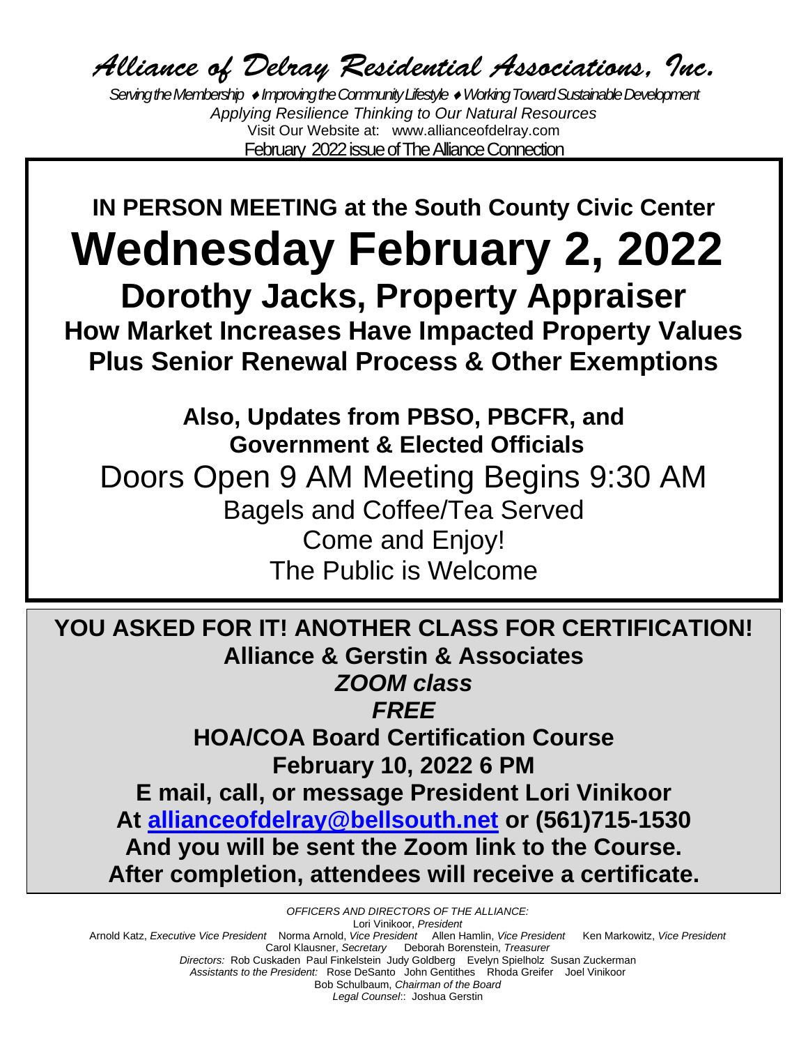# *Alliance of Delray Residential Associations, Inc.*

*Serving the Membership ♦ Improving the Community Lifestyle ♦ Working Toward Sustainable Development*
*Applying Resilience Thinking to Our Natural Resources*
Visit Our Website at: www.allianceofdelray.com
February 2022 issue of The Alliance Connection

---

**IN PERSON MEETING at the South County Civic Center**

# Wednesday February 2, 2022

## Dorothy Jacks, Property Appraiser

### How Market Increases Have Impacted Property Values
### Plus Senior Renewal Process & Other Exemptions

**Also, Updates from PBSO, PBCFR, and Government & Elected Officials**

Doors Open 9 AM Meeting Begins 9:30 AM
Bagels and Coffee/Tea Served
Come and Enjoy!
The Public is Welcome

---

**YOU ASKED FOR IT! ANOTHER CLASS FOR CERTIFICATION!**
**Alliance & Gerstin & Associates**
***ZOOM class***
***FREE***
**HOA/COA Board Certification Course**
**February 10, 2022 6 PM**
**E mail, call, or message President Lori Vinikoor**
**At allianceofdelray@bellsouth.net or (561)715-1530**
**And you will be sent the Zoom link to the Course.**
**After completion, attendees will receive a certificate.**

---

*OFFICERS AND DIRECTORS OF THE ALLIANCE:*
Lori Vinikoor, *President*
Arnold Katz, *Executive Vice President* Norma Arnold, *Vice President* Allen Hamlin, *Vice President* Ken Markowitz, *Vice President*
Carol Klausner, *Secretary* Deborah Borenstein, *Treasurer*
*Directors:* Rob Cuskaden Paul Finkelstein Judy Goldberg Evelyn Spielholz Susan Zuckerman
*Assistants to the President:* Rose DeSanto John Gentithes Rhoda Greifer Joel Vinikoor
Bob Schulbaum, *Chairman of the Board*
*Legal Counsel:*: Joshua Gerstin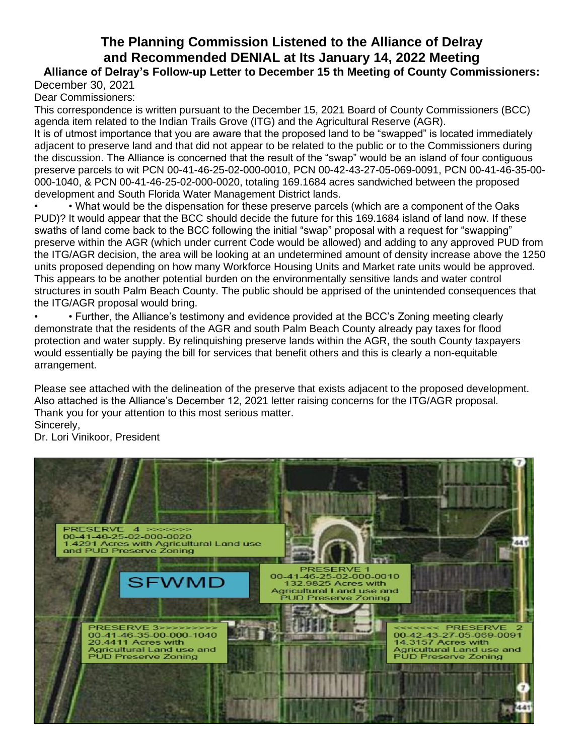# The Planning Commission Listened to the Alliance of Delray and Recommended DENIAL at Its January 14, 2022 Meeting

### Alliance of Delray's Follow-up Letter to December 15 th Meeting of County Commissioners:

December 30, 2021

Dear Commissioners:

This correspondence is written pursuant to the December 15, 2021 Board of County Commissioners (BCC) agenda item related to the Indian Trails Grove (ITG) and the Agricultural Reserve (AGR).

It is of utmost importance that you are aware that the proposed land to be "swapped" is located immediately adjacent to preserve land and that did not appear to be related to the public or to the Commissioners during the discussion. The Alliance is concerned that the result of the "swap" would be an island of four contiguous preserve parcels to wit PCN 00-41-46-25-02-000-0010, PCN 00-42-43-27-05-069-0091, PCN 00-41-46-35-00-000-1040, & PCN 00-41-46-25-02-000-0020, totaling 169.1684 acres sandwiched between the proposed development and South Florida Water Management District lands.

- • What would be the dispensation for these preserve parcels (which are a component of the Oaks PUD)? It would appear that the BCC should decide the future for this 169.1684 island of land now. If these swaths of land come back to the BCC following the initial "swap" proposal with a request for "swapping" preserve within the AGR (which under current Code would be allowed) and adding to any approved PUD from the ITG/AGR decision, the area will be looking at an undetermined amount of density increase above the 1250 units proposed depending on how many Workforce Housing Units and Market rate units would be approved. This appears to be another potential burden on the environmentally sensitive lands and water control structures in south Palm Beach County. The public should be apprised of the unintended consequences that the ITG/AGR proposal would bring.
- • Further, the Alliance's testimony and evidence provided at the BCC's Zoning meeting clearly demonstrate that the residents of the AGR and south Palm Beach County already pay taxes for flood protection and water supply. By relinquishing preserve lands within the AGR, the south County taxpayers would essentially be paying the bill for services that benefit others and this is clearly a non-equitable arrangement.

Please see attached with the delineation of the preserve that exists adjacent to the proposed development. Also attached is the Alliance's December 12, 2021 letter raising concerns for the ITG/AGR proposal.

Thank you for your attention to this most serious matter.

Sincerely,

Dr. Lori Vinikoor, President

PRESERVE 4 >>>>>>>
00-41-46-25-02-000-0020
1.4291 Acres with Agricultural Land use and PUD Preserve Zoning

SFWMD

PRESERVE 1
00-41-46-25-02-000-0010
132.9825 Acres with Agricultural Land use and PUD Preserve Zoning

PRESERVE 3>>>>>>>>>>
00-41-46-35-00-000-1040
20.4411 Acres with Agricultural Land use and PUD Preserve Zoning

<<<<<<< PRESERVE 2
00-42-43-27-05-069-0091
14.3157 Acres with Agricultural Land use and PUD Preserve Zoning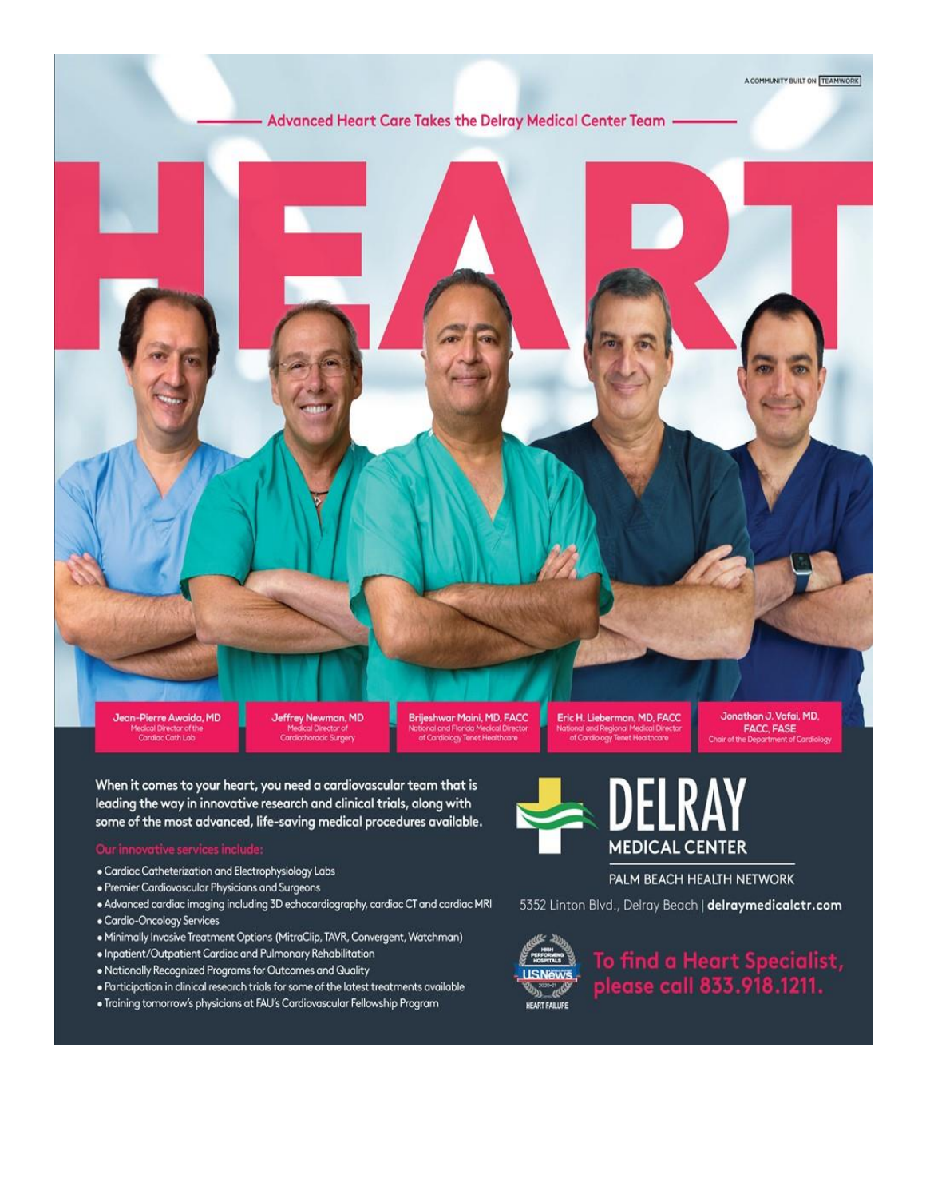A COMMUNITY BUILT ON TEAMWORK

## Advanced Heart Care Takes the Delray Medical Center Team

# HEART

**Jean-Pierre Awaida, MD**
Medical Director of the Cardiac Cath Lab

**Jeffrey Newman, MD**
Medical Director of Cardiothoracic Surgery

**Brijeshwar Maini, MD, FACC**
National and Florida Medical Director of Cardiology Tenet Healthcare

**Eric H. Lieberman, MD, FACC**
National and Regional Medical Director of Cardiology Tenet Healthcare

**Jonathan J. Vafai, MD, FACC, FASE**
Chair of the Department of Cardiology

**When it comes to your heart, you need a cardiovascular team that is leading the way in innovative research and clinical trials, along with some of the most advanced, life-saving medical procedures available.**

### Our innovative services include:

- Cardiac Catheterization and Electrophysiology Labs
- Premier Cardiovascular Physicians and Surgeons
- Advanced cardiac imaging including 3D echocardiography, cardiac CT and cardiac MRI
- Cardio-Oncology Services
- Minimally Invasive Treatment Options (MitraClip, TAVR, Convergent, Watchman)
- Inpatient/Outpatient Cardiac and Pulmonary Rehabilitation
- Nationally Recognized Programs for Outcomes and Quality
- Participation in clinical research trials for some of the latest treatments available
- Training tomorrow's physicians at FAU's Cardiovascular Fellowship Program

**DELRAY MEDICAL CENTER**

PALM BEACH HEALTH NETWORK

5352 Linton Blvd., Delray Beach | **delraymedicalctr.com**

HIGH PERFORMING HOSPITALS USNews 2020-21 HEART FAILURE

**To find a Heart Specialist, please call 833.918.1211.**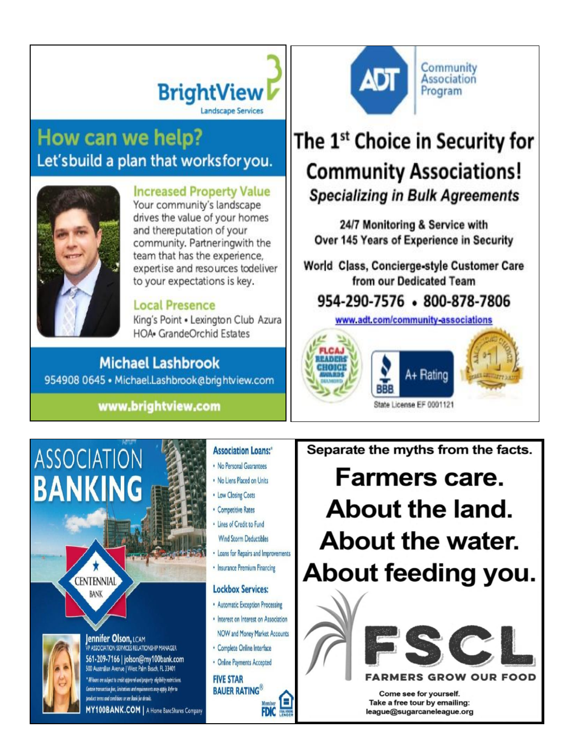## BrightView
Landscape Services

### How can we help?
Let's build a plan that works for you.

**Increased Property Value**
Your community's landscape drives the value of your homes and the reputation of your community. Partnering with the team that has the experience, expertise and resources to deliver to your expectations is key.

**Local Presence**
King's Point • Lexington Club Azura HOA • Grande Orchid Estates

**Michael Lashbrook**
954908 0645 • Michael.Lashbrook@brightview.com

**www.brightview.com**

---

## ADT Community Association Program

### The 1st Choice in Security for Community Associations!
***Specializing in Bulk Agreements***

24/7 Monitoring & Service with Over 145 Years of Experience in Security

World Class, Concierge-style Customer Care from our Dedicated Team

954-290-7576 • 800-878-7806

www.adt.com/community-associations

FLCAJ Readers' Choice Awards Diamond
BBB A+ Rating

State License EF 0001121

---

## ASSOCIATION BANKING
Centennial Bank

**Association Loans:***
- No Personal Guarantees
- No Liens Placed on Units
- Low Closing Costs
- Competitive Rates
- Lines of Credit to Fund Wind Storm Deductibles
- Loans for Repairs and Improvements
- Insurance Premium Financing

**Lockbox Services:**
- Automatic Exception Processing
- Interest on Interest on Association NOW and Money Market Accounts
- Complete Online Interface
- Online Payments Accepted

**FIVE STAR BAUER RATING®**

**Jennifer Olson, LCAM**
VP ASSOCIATION SERVICES RELATIONSHIP MANAGER
561-209-7166 | jolson@my100bank.com
500 Australian Avenue | West Palm Beach, FL 33401

*All loans are subject to credit approval and property eligibility restrictions. Certain transaction fees, limitations and requirements may apply. Refer to product terms and conditions or see Bank for details.

MY100BANK.COM | A Home BancShares Company

Member FDIC. Equal Housing Lender

---

Separate the myths from the facts.

# Farmers care. About the land. About the water. About feeding you.

**FSCL**
FARMERS GROW OUR FOOD

Come see for yourself.
Take a free tour by emailing:
league@sugarcaneleague.org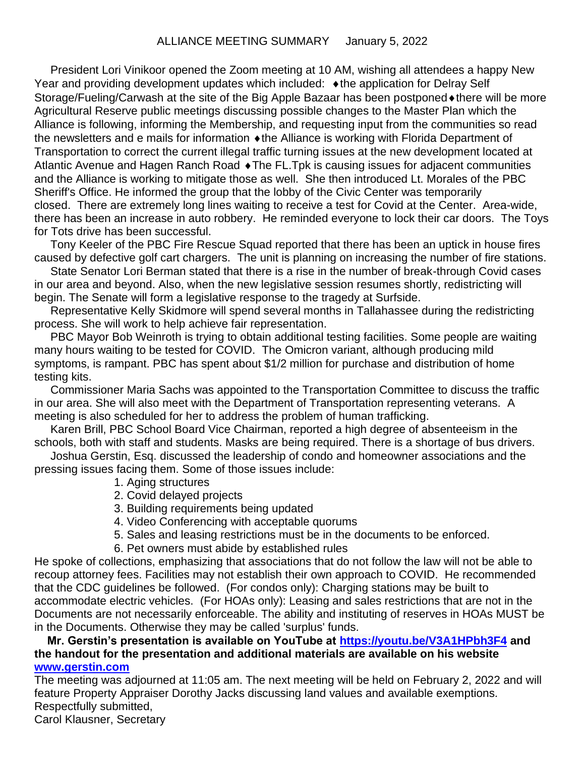## ALLIANCE MEETING SUMMARY     January 5, 2022

President Lori Vinikoor opened the Zoom meeting at 10 AM, wishing all attendees a happy New Year and providing development updates which included: ♦the application for Delray Self Storage/Fueling/Carwash at the site of the Big Apple Bazaar has been postponed♦there will be more Agricultural Reserve public meetings discussing possible changes to the Master Plan which the Alliance is following, informing the Membership, and requesting input from the communities so read the newsletters and e mails for information ♦the Alliance is working with Florida Department of Transportation to correct the current illegal traffic turning issues at the new development located at Atlantic Avenue and Hagen Ranch Road ♦The FL.Tpk is causing issues for adjacent communities and the Alliance is working to mitigate those as well. She then introduced Lt. Morales of the PBC Sheriff's Office. He informed the group that the lobby of the Civic Center was temporarily closed. There are extremely long lines waiting to receive a test for Covid at the Center. Area-wide, there has been an increase in auto robbery. He reminded everyone to lock their car doors. The Toys for Tots drive has been successful.

Tony Keeler of the PBC Fire Rescue Squad reported that there has been an uptick in house fires caused by defective golf cart chargers. The unit is planning on increasing the number of fire stations.

State Senator Lori Berman stated that there is a rise in the number of break-through Covid cases in our area and beyond. Also, when the new legislative session resumes shortly, redistricting will begin. The Senate will form a legislative response to the tragedy at Surfside.

Representative Kelly Skidmore will spend several months in Tallahassee during the redistricting process. She will work to help achieve fair representation.

PBC Mayor Bob Weinroth is trying to obtain additional testing facilities. Some people are waiting many hours waiting to be tested for COVID. The Omicron variant, although producing mild symptoms, is rampant. PBC has spent about $1/2 million for purchase and distribution of home testing kits.

Commissioner Maria Sachs was appointed to the Transportation Committee to discuss the traffic in our area. She will also meet with the Department of Transportation representing veterans. A meeting is also scheduled for her to address the problem of human trafficking.

Karen Brill, PBC School Board Vice Chairman, reported a high degree of absenteeism in the schools, both with staff and students. Masks are being required. There is a shortage of bus drivers.

Joshua Gerstin, Esq. discussed the leadership of condo and homeowner associations and the pressing issues facing them. Some of those issues include:

1. Aging structures
2. Covid delayed projects
3. Building requirements being updated
4. Video Conferencing with acceptable quorums
5. Sales and leasing restrictions must be in the documents to be enforced.
6. Pet owners must abide by established rules

He spoke of collections, emphasizing that associations that do not follow the law will not be able to recoup attorney fees. Facilities may not establish their own approach to COVID. He recommended that the CDC guidelines be followed. (For condos only): Charging stations may be built to accommodate electric vehicles. (For HOAs only): Leasing and sales restrictions that are not in the Documents are not necessarily enforceable. The ability and instituting of reserves in HOAs MUST be in the Documents. Otherwise they may be called 'surplus' funds.

**Mr. Gerstin's presentation is available on YouTube at [https://youtu.be/V3A1HPbh3F4](https://youtu.be/V3A1HPbh3F4) and the handout for the presentation and additional materials are available on his website [www.gerstin.com](http://www.gerstin.com)**

The meeting was adjourned at 11:05 am. The next meeting will be held on February 2, 2022 and will feature Property Appraiser Dorothy Jacks discussing land values and available exemptions.

Respectfully submitted,

Carol Klausner, Secretary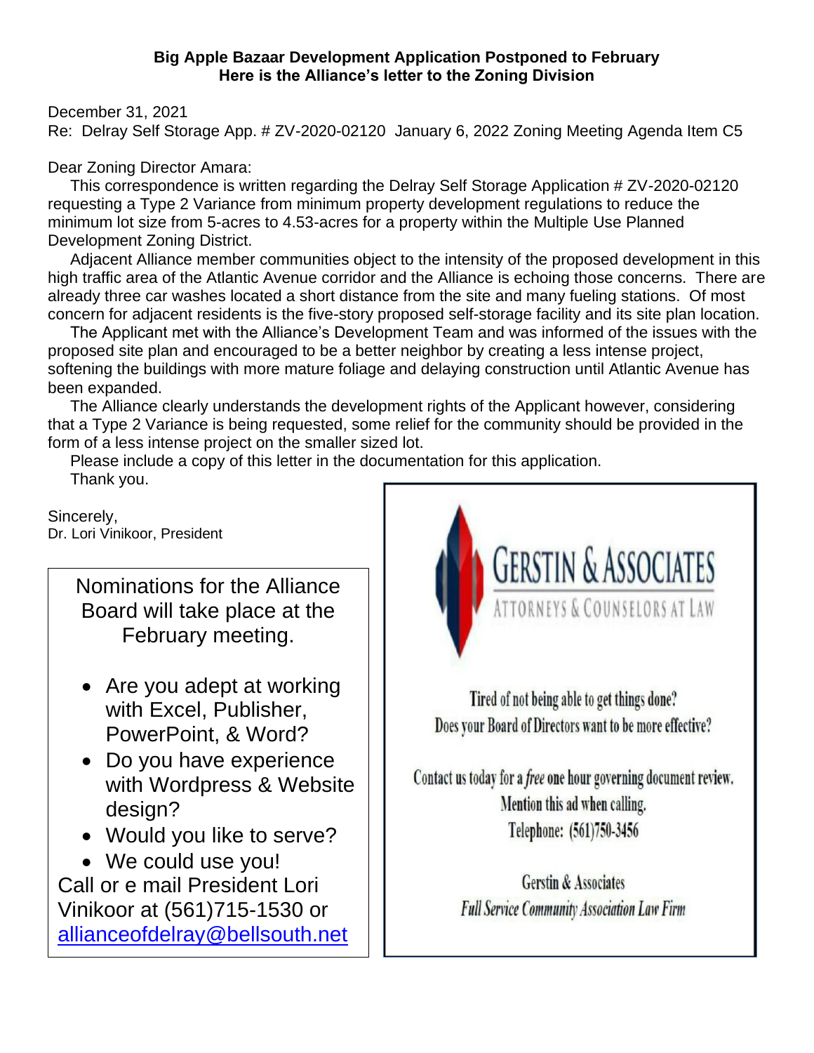**Big Apple Bazaar Development Application Postponed to February**
**Here is the Alliance's letter to the Zoning Division**

December 31, 2021
Re: Delray Self Storage App. # ZV-2020-02120 January 6, 2022 Zoning Meeting Agenda Item C5

Dear Zoning Director Amara:

This correspondence is written regarding the Delray Self Storage Application # ZV-2020-02120 requesting a Type 2 Variance from minimum property development regulations to reduce the minimum lot size from 5-acres to 4.53-acres for a property within the Multiple Use Planned Development Zoning District.

Adjacent Alliance member communities object to the intensity of the proposed development in this high traffic area of the Atlantic Avenue corridor and the Alliance is echoing those concerns. There are already three car washes located a short distance from the site and many fueling stations. Of most concern for adjacent residents is the five-story proposed self-storage facility and its site plan location.

The Applicant met with the Alliance's Development Team and was informed of the issues with the proposed site plan and encouraged to be a better neighbor by creating a less intense project, softening the buildings with more mature foliage and delaying construction until Atlantic Avenue has been expanded.

The Alliance clearly understands the development rights of the Applicant however, considering that a Type 2 Variance is being requested, some relief for the community should be provided in the form of a less intense project on the smaller sized lot.

Please include a copy of this letter in the documentation for this application.

Thank you.

Sincerely,
Dr. Lori Vinikoor, President

Nominations for the Alliance Board will take place at the February meeting.

- Are you adept at working with Excel, Publisher, PowerPoint, & Word?
- Do you have experience with Wordpress & Website design?
- Would you like to serve?
- We could use you!

Call or e mail President Lori Vinikoor at (561)715-1530 or allianceofdelray@bellsouth.net

GERSTIN & ASSOCIATES
ATTORNEYS & COUNSELORS AT LAW

Tired of not being able to get things done?
Does your Board of Directors want to be more effective?

Contact us today for a *free* one hour governing document review.
Mention this ad when calling.
Telephone: (561)750-3456

Gerstin & Associates
*Full Service Community Association Law Firm*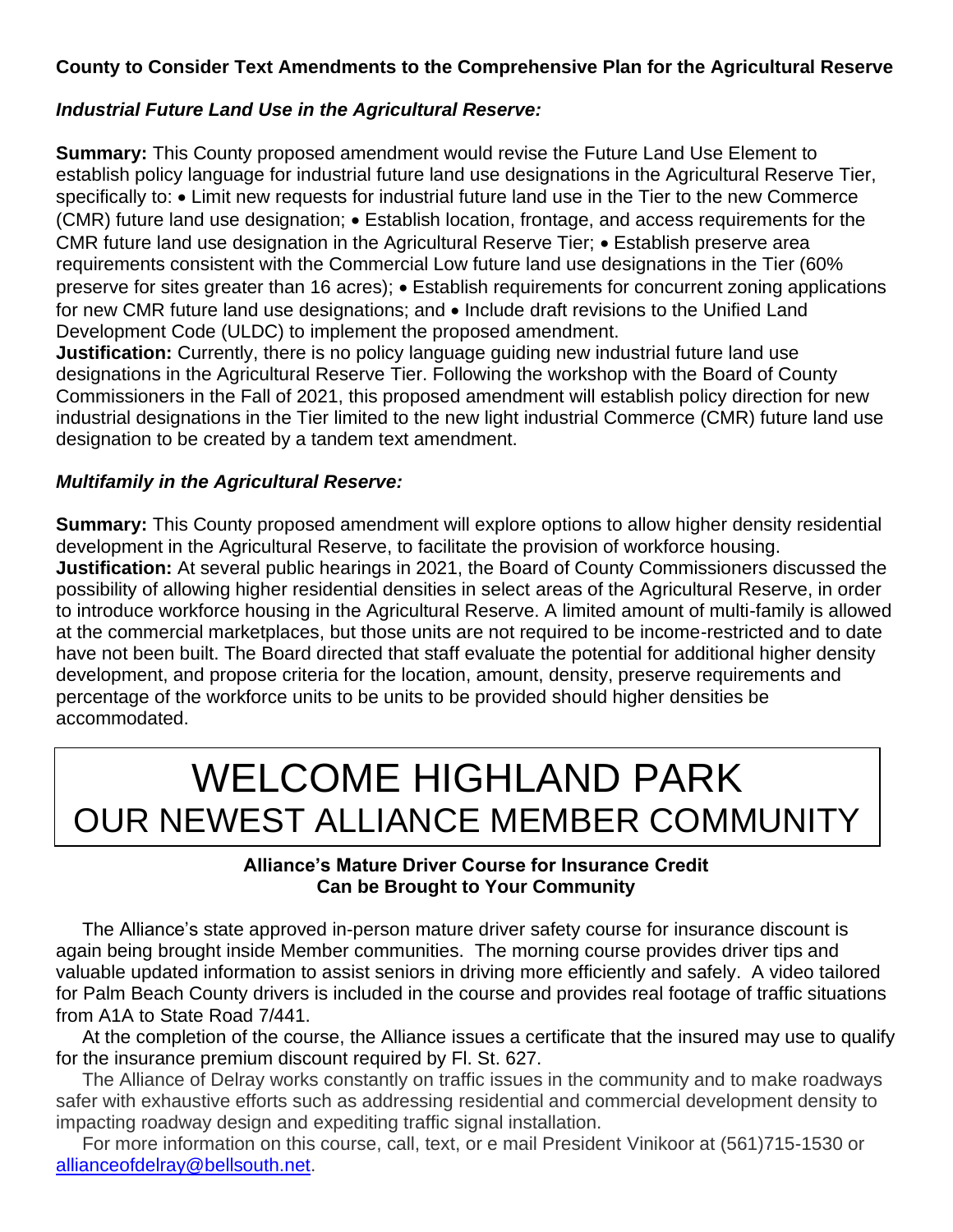**County to Consider Text Amendments to the Comprehensive Plan for the Agricultural Reserve**

***Industrial Future Land Use in the Agricultural Reserve:***

**Summary:** This County proposed amendment would revise the Future Land Use Element to establish policy language for industrial future land use designations in the Agricultural Reserve Tier, specifically to: • Limit new requests for industrial future land use in the Tier to the new Commerce (CMR) future land use designation; • Establish location, frontage, and access requirements for the CMR future land use designation in the Agricultural Reserve Tier; • Establish preserve area requirements consistent with the Commercial Low future land use designations in the Tier (60% preserve for sites greater than 16 acres); • Establish requirements for concurrent zoning applications for new CMR future land use designations; and • Include draft revisions to the Unified Land Development Code (ULDC) to implement the proposed amendment.

**Justification:** Currently, there is no policy language guiding new industrial future land use designations in the Agricultural Reserve Tier. Following the workshop with the Board of County Commissioners in the Fall of 2021, this proposed amendment will establish policy direction for new industrial designations in the Tier limited to the new light industrial Commerce (CMR) future land use designation to be created by a tandem text amendment.

***Multifamily in the Agricultural Reserve:***

**Summary:** This County proposed amendment will explore options to allow higher density residential development in the Agricultural Reserve, to facilitate the provision of workforce housing.

**Justification:** At several public hearings in 2021, the Board of County Commissioners discussed the possibility of allowing higher residential densities in select areas of the Agricultural Reserve, in order to introduce workforce housing in the Agricultural Reserve. A limited amount of multi-family is allowed at the commercial marketplaces, but those units are not required to be income-restricted and to date have not been built. The Board directed that staff evaluate the potential for additional higher density development, and propose criteria for the location, amount, density, preserve requirements and percentage of the workforce units to be units to be provided should higher densities be accommodated.

# WELCOME HIGHLAND PARK
## OUR NEWEST ALLIANCE MEMBER COMMUNITY

**Alliance's Mature Driver Course for Insurance Credit Can be Brought to Your Community**

The Alliance's state approved in-person mature driver safety course for insurance discount is again being brought inside Member communities. The morning course provides driver tips and valuable updated information to assist seniors in driving more efficiently and safely. A video tailored for Palm Beach County drivers is included in the course and provides real footage of traffic situations from A1A to State Road 7/441.

At the completion of the course, the Alliance issues a certificate that the insured may use to qualify for the insurance premium discount required by Fl. St. 627.

The Alliance of Delray works constantly on traffic issues in the community and to make roadways safer with exhaustive efforts such as addressing residential and commercial development density to impacting roadway design and expediting traffic signal installation.

For more information on this course, call, text, or e mail President Vinikoor at (561)715-1530 or allianceofdelray@bellsouth.net.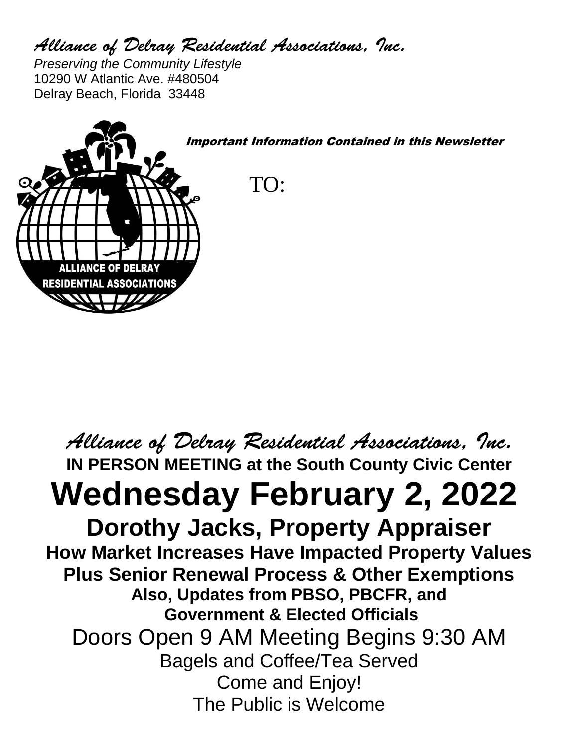*Alliance of Delray Residential Associations, Inc.*

*Preserving the Community Lifestyle*
10290 W Atlantic Ave. #480504
Delray Beach, Florida 33448

ALLIANCE OF DELRAY RESIDENTIAL ASSOCIATIONS

***Important Information Contained in this Newsletter***

TO:

*Alliance of Delray Residential Associations, Inc.*

**IN PERSON MEETING at the South County Civic Center**

# Wednesday February 2, 2022

## Dorothy Jacks, Property Appraiser

**How Market Increases Have Impacted Property Values**
**Plus Senior Renewal Process & Other Exemptions**
**Also, Updates from PBSO, PBCFR, and**
**Government & Elected Officials**

Doors Open 9 AM Meeting Begins 9:30 AM

Bagels and Coffee/Tea Served

Come and Enjoy!

The Public is Welcome